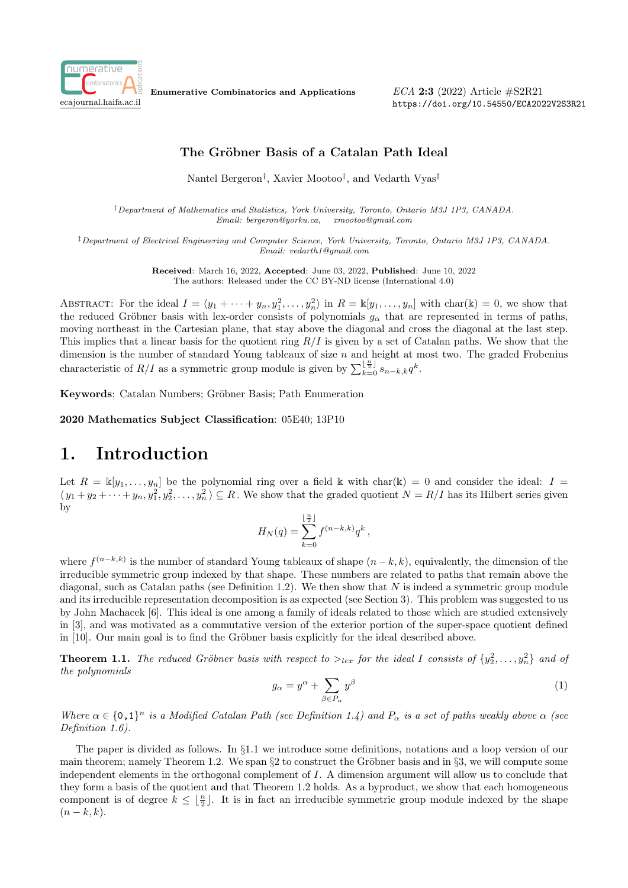# The Gröbner Basis of a Catalan Path Ideal

Nantel Bergeron[†], Xavier Mootoo[†], and Vedarth Vyas[‡]

[†] *Department of Mathematics and Statistics, York University, Toronto, Ontario M3J 1P3, CANADA.*
*Email: bergeron@yorku.ca, xmootoo@gmail.com*

[‡] *Department of Electrical Engineering and Computer Science, York University, Toronto, Ontario M3J 1P3, CANADA.*
*Email: vedarth1@gmail.com*

**Received**: March 16, 2022, **Accepted**: June 03, 2022, **Published**: June 10, 2022
The authors: Released under the CC BY-ND license (International 4.0)

Abstract: For the ideal $I = \langle y_1 + \cdots + y_n, y_1^2, \ldots, y_n^2 \rangle$ in $R = \Bbbk[y_1, \ldots, y_n]$ with $\mathrm{char}(\Bbbk) = 0$, we show that the reduced Gröbner basis with lex-order consists of polynomials $g_\alpha$ that are represented in terms of paths, moving northeast in the Cartesian plane, that stay above the diagonal and cross the diagonal at the last step. This implies that a linear basis for the quotient ring $R/I$ is given by a set of Catalan paths. We show that the dimension is the number of standard Young tableaux of size $n$ and height at most two. The graded Frobenius characteristic of $R/I$ as a symmetric group module is given by $\sum_{k=0}^{\lfloor \frac{n}{2} \rfloor} s_{n-k,k} q^k$.

**Keywords**: Catalan Numbers; Gröbner Basis; Path Enumeration

**2020 Mathematics Subject Classification**: 05E40; 13P10

# 1. Introduction

Let $R = \Bbbk[y_1, \ldots, y_n]$ be the polynomial ring over a field $\Bbbk$ with $\mathrm{char}(\Bbbk) = 0$ and consider the ideal: $I = \langle y_1 + y_2 + \cdots + y_n, y_1^2, y_2^2, \ldots, y_n^2 \rangle \subseteq R$. We show that the graded quotient $N = R/I$ has its Hilbert series given by

$$H_N(q) = \sum_{k=0}^{\lfloor \frac{n}{2} \rfloor} f^{(n-k,k)} q^k \,,$$

where $f^{(n-k,k)}$ is the number of standard Young tableaux of shape $(n-k, k)$, equivalently, the dimension of the irreducible symmetric group indexed by that shape. These numbers are related to paths that remain above the diagonal, such as Catalan paths (see Definition 1.2). We then show that $N$ is indeed a symmetric group module and its irreducible representation decomposition is as expected (see Section 3). This problem was suggested to us by John Machacek [6]. This ideal is one among a family of ideals related to those which are studied extensively in [3], and was motivated as a commutative version of the exterior portion of the super-space quotient defined in [10]. Our main goal is to find the Gröbner basis explicitly for the ideal described above.

**Theorem 1.1.** *The reduced Gröbner basis with respect to $>_{lex}$ for the ideal $I$ consists of $\{y_2^2, \ldots, y_n^2\}$ and of the polynomials*

$$g_\alpha = y^\alpha + \sum_{\beta \in P_\alpha} y^\beta \tag{1}$$

*Where $\alpha \in \{0,1\}^n$ is a Modified Catalan Path (see Definition 1.4) and $P_\alpha$ is a set of paths weakly above $\alpha$ (see Definition 1.6).*

The paper is divided as follows. In §1.1 we introduce some definitions, notations and a loop version of our main theorem; namely Theorem 1.2. We span §2 to construct the Gröbner basis and in §3, we will compute some independent elements in the orthogonal complement of $I$. A dimension argument will allow us to conclude that they form a basis of the quotient and that Theorem 1.2 holds. As a byproduct, we show that each homogeneous component is of degree $k \leq \lfloor \frac{n}{2} \rfloor$. It is in fact an irreducible symmetric group module indexed by the shape $(n-k, k)$.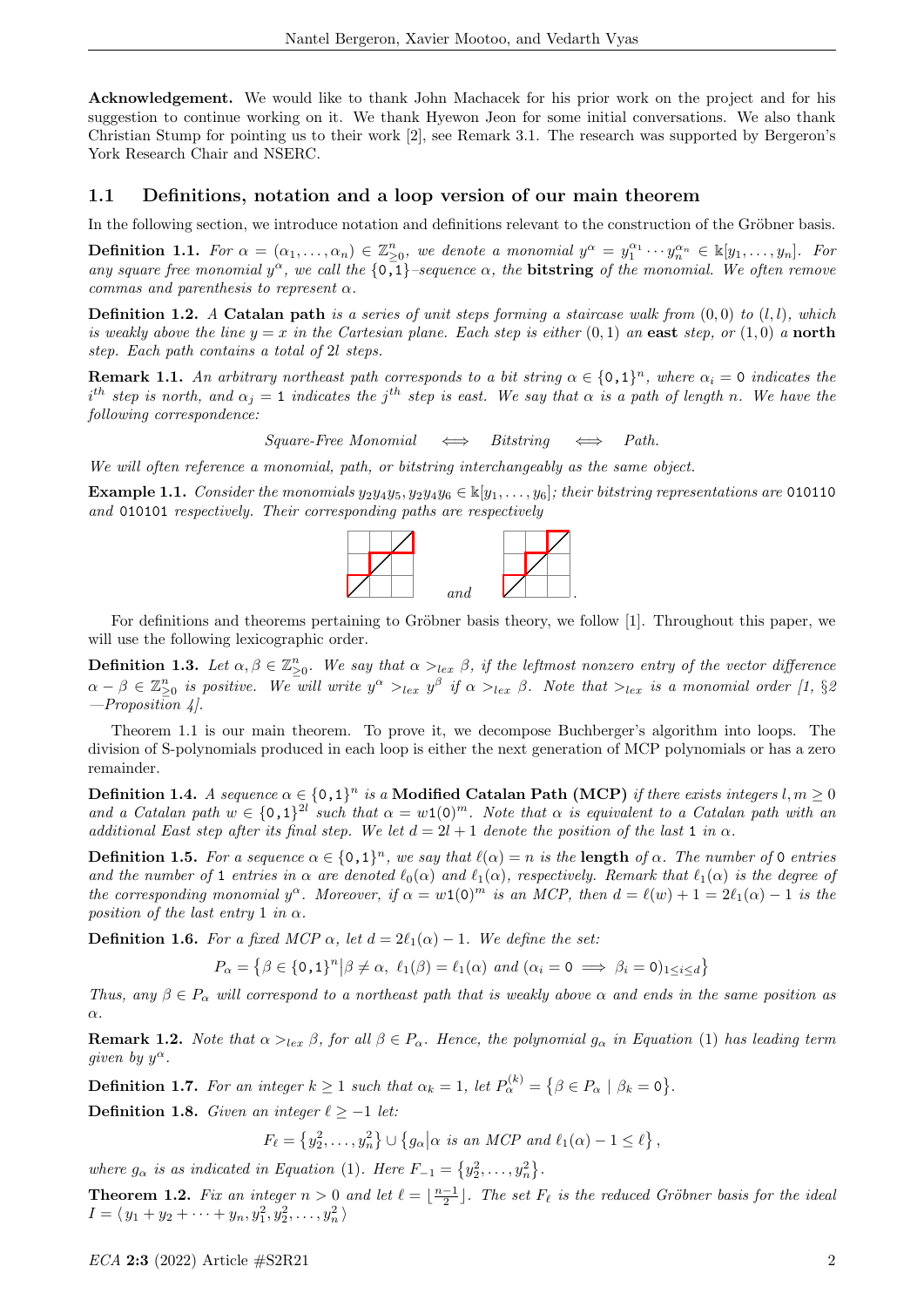**Acknowledgement.** We would like to thank John Machacek for his prior work on the project and for his suggestion to continue working on it. We thank Hyewon Jeon for some initial conversations. We also thank Christian Stump for pointing us to their work [2], see Remark 3.1. The research was supported by Bergeron's York Research Chair and NSERC.

## 1.1 Definitions, notation and a loop version of our main theorem

In the following section, we introduce notation and definitions relevant to the construction of the Gröbner basis.

**Definition 1.1.** *For $\alpha = (\alpha_1, \dots, \alpha_n) \in \mathbb{Z}^n_{\geq 0}$, we denote a monomial $y^\alpha = y_1^{\alpha_1} \cdots y_n^{\alpha_n} \in \Bbbk[y_1, \dots, y_n]$. For any square free monomial $y^\alpha$, we call the $\{\texttt{0},\texttt{1}\}$–sequence $\alpha$, the* **bitstring** *of the monomial. We often remove commas and parenthesis to represent $\alpha$.*

**Definition 1.2.** *A* **Catalan path** *is a series of unit steps forming a staircase walk from $(0,0)$ to $(l,l)$, which is weakly above the line $y = x$ in the Cartesian plane. Each step is either $(0,1)$ an* **east** *step, or $(1,0)$ a* **north** *step. Each path contains a total of $2l$ steps.*

**Remark 1.1.** *An arbitrary northeast path corresponds to a bit string $\alpha \in \{\texttt{0},\texttt{1}\}^n$, where $\alpha_i = \texttt{0}$ indicates the $i^{th}$ step is north, and $\alpha_j = \texttt{1}$ indicates the $j^{th}$ step is east. We say that $\alpha$ is a path of length $n$. We have the following correspondence:*

$$\textit{Square-Free Monomial} \iff \textit{Bitstring} \iff \textit{Path}.$$

*We will often reference a monomial, path, or bitstring interchangeably as the same object.*

**Example 1.1.** *Consider the monomials $y_2y_4y_5, y_2y_4y_6 \in \Bbbk[y_1, \dots, y_6]$; their bitstring representations are* 010110 *and* 010101 *respectively. Their corresponding paths are respectively*

*and* .

For definitions and theorems pertaining to Gröbner basis theory, we follow [1]. Throughout this paper, we will use the following lexicographic order.

**Definition 1.3.** *Let $\alpha, \beta \in \mathbb{Z}^n_{\geq 0}$. We say that $\alpha >_{lex} \beta$, if the leftmost nonzero entry of the vector difference $\alpha - \beta \in \mathbb{Z}^n_{\geq 0}$ is positive. We will write $y^\alpha >_{lex} y^\beta$ if $\alpha >_{lex} \beta$. Note that $>_{lex}$ is a monomial order [1, §2 —Proposition 4].*

Theorem 1.1 is our main theorem. To prove it, we decompose Buchberger's algorithm into loops. The division of S-polynomials produced in each loop is either the next generation of MCP polynomials or has a zero remainder.

**Definition 1.4.** *A sequence $\alpha \in \{\texttt{0},\texttt{1}\}^n$ is a* **Modified Catalan Path (MCP)** *if there exists integers $l, m \geq 0$ and a Catalan path $w \in \{\texttt{0},\texttt{1}\}^{2l}$ such that $\alpha = w\texttt{1}(\texttt{0})^m$. Note that $\alpha$ is equivalent to a Catalan path with an additional East step after its final step. We let $d = 2l + 1$ denote the position of the last* 1 *in $\alpha$.*

**Definition 1.5.** *For a sequence $\alpha \in \{\texttt{0},\texttt{1}\}^n$, we say that $\ell(\alpha) = n$ is the* **length** *of $\alpha$. The number of* 0 *entries and the number of* 1 *entries in $\alpha$ are denoted $\ell_0(\alpha)$ and $\ell_1(\alpha)$, respectively. Remark that $\ell_1(\alpha)$ is the degree of the corresponding monomial $y^\alpha$. Moreover, if $\alpha = w\texttt{1}(\texttt{0})^m$ is an MCP, then $d = \ell(w) + 1 = 2\ell_1(\alpha) - 1$ is the position of the last entry* 1 *in $\alpha$.*

**Definition 1.6.** *For a fixed MCP $\alpha$, let $d = 2\ell_1(\alpha) - 1$. We define the set:*

$$P_\alpha = \left\{\beta \in \{\texttt{0},\texttt{1}\}^n \middle| \beta \neq \alpha,\ \ell_1(\beta) = \ell_1(\alpha) \text{ and } (\alpha_i = \texttt{0} \implies \beta_i = \texttt{0})_{1 \leq i \leq d}\right\}$$

*Thus, any $\beta \in P_\alpha$ will correspond to a northeast path that is weakly above $\alpha$ and ends in the same position as $\alpha$.*

**Remark 1.2.** *Note that $\alpha >_{lex} \beta$, for all $\beta \in P_\alpha$. Hence, the polynomial $g_\alpha$ in Equation (1) has leading term given by $y^\alpha$.*

**Definition 1.7.** *For an integer $k \geq 1$ such that $\alpha_k = \texttt{1}$, let $P_\alpha^{(k)} = \left\{\beta \in P_\alpha \mid \beta_k = \texttt{0}\right\}$.*

**Definition 1.8.** *Given an integer $\ell \geq -1$ let:*

$$F_\ell = \left\{y_2^2, \dots, y_n^2\right\} \cup \left\{g_\alpha \middle| \alpha \text{ is an MCP and } \ell_1(\alpha) - 1 \leq \ell\right\},$$

*where $g_\alpha$ is as indicated in Equation (1). Here $F_{-1} = \left\{y_2^2, \dots, y_n^2\right\}$.*

**Theorem 1.2.** *Fix an integer $n > 0$ and let $\ell = \lfloor \frac{n-1}{2} \rfloor$. The set $F_\ell$ is the reduced Gröbner basis for the ideal $I = \langle y_1 + y_2 + \cdots + y_n, y_1^2, y_2^2, \dots, y_n^2 \rangle$*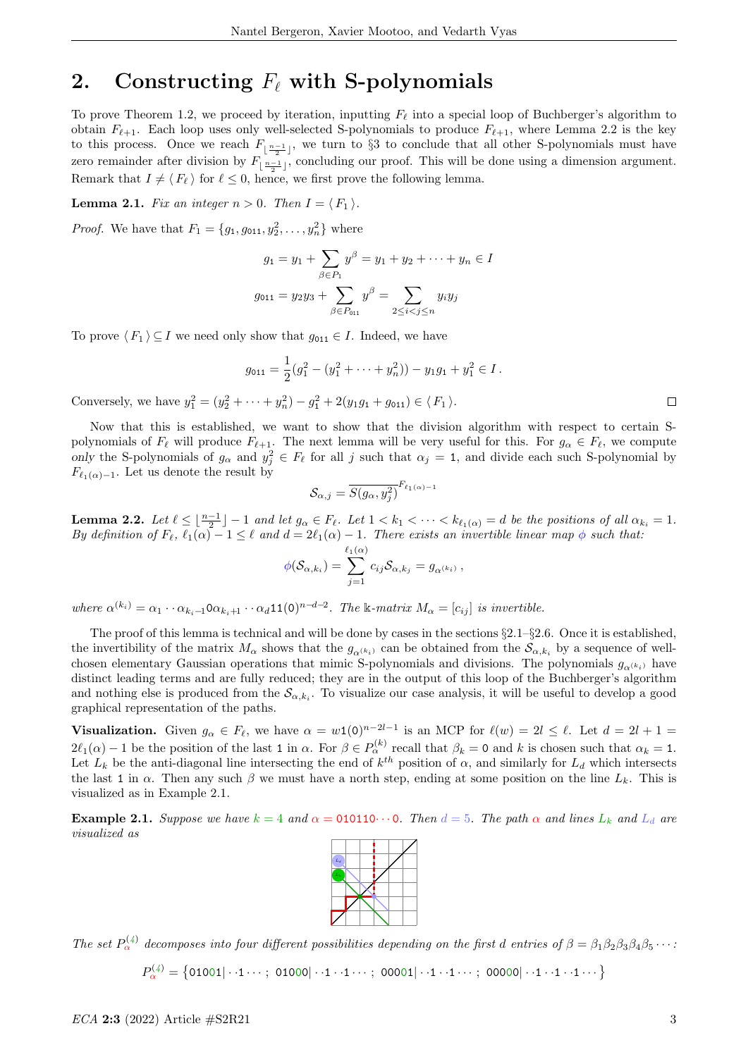## 2. Constructing $F_\ell$ with S-polynomials

To prove Theorem 1.2, we proceed by iteration, inputting $F_\ell$ into a special loop of Buchberger's algorithm to obtain $F_{\ell+1}$. Each loop uses only well-selected S-polynomials to produce $F_{\ell+1}$, where Lemma 2.2 is the key to this process. Once we reach $F_{\lfloor\frac{n-1}{2}\rfloor}$, we turn to §3 to conclude that all other S-polynomials must have zero remainder after division by $F_{\lfloor\frac{n-1}{2}\rfloor}$, concluding our proof. This will be done using a dimension argument. Remark that $I \neq \langle F_\ell \rangle$ for $\ell \leq 0$, hence, we first prove the following lemma.

**Lemma 2.1.** *Fix an integer $n > 0$. Then $I = \langle F_1 \rangle$.*

*Proof.* We have that $F_1 = \{g_1, g_{011}, y_2^2, \dots, y_n^2\}$ where

$$g_1 = y_1 + \sum_{\beta \in P_1} y^\beta = y_1 + y_2 + \cdots + y_n \in I$$

$$g_{011} = y_2 y_3 + \sum_{\beta \in P_{011}} y^\beta = \sum_{2 \leq i < j \leq n} y_i y_j$$

To prove $\langle F_1 \rangle \subseteq I$ we need only show that $g_{011} \in I$. Indeed, we have

$$g_{011} = \frac{1}{2}(g_1^2 - (y_1^2 + \cdots + y_n^2)) - y_1 g_1 + y_1^2 \in I\,.$$

Conversely, we have $y_1^2 = (y_2^2 + \cdots + y_n^2) - g_1^2 + 2(y_1 g_1 + g_{011}) \in \langle F_1 \rangle$. □

Now that this is established, we want to show that the division algorithm with respect to certain S-polynomials of $F_\ell$ will produce $F_{\ell+1}$. The next lemma will be very useful for this. For $g_\alpha \in F_\ell$, we compute *only* the S-polynomials of $g_\alpha$ and $y_j^2 \in F_\ell$ for all $j$ such that $\alpha_j = 1$, and divide each such S-polynomial by $F_{\ell_1(\alpha)-1}$. Let us denote the result by

$$\mathcal{S}_{\alpha,j} = \overline{S(g_\alpha, y_j^2)}^{F_{\ell_1(\alpha)-1}}$$

**Lemma 2.2.** *Let $\ell \leq \lfloor\frac{n-1}{2}\rfloor - 1$ and let $g_\alpha \in F_\ell$. Let $1 < k_1 < \cdots < k_{\ell_1(\alpha)} = d$ be the positions of all $\alpha_{k_i} = 1$. By definition of $F_\ell$, $\ell_1(\alpha) - 1 \leq \ell$ and $d = 2\ell_1(\alpha) - 1$. There exists an invertible linear map $\phi$ such that:*

$$\phi(\mathcal{S}_{\alpha,k_i}) = \sum_{j=1}^{\ell_1(\alpha)} c_{ij} \mathcal{S}_{\alpha,k_j} = g_{\alpha^{(k_i)}}\,,$$

*where $\alpha^{(k_i)} = \alpha_1 \cdots \alpha_{k_i-1} 0 \alpha_{k_i+1} \cdots \alpha_d 11(0)^{n-d-2}$. The $\Bbbk$-matrix $M_\alpha = [c_{ij}]$ is invertible.*

The proof of this lemma is technical and will be done by cases in the sections §2.1–§2.6. Once it is established, the invertibility of the matrix $M_\alpha$ shows that the $g_{\alpha^{(k_i)}}$ can be obtained from the $\mathcal{S}_{\alpha,k_i}$ by a sequence of well-chosen elementary Gaussian operations that mimic S-polynomials and divisions. The polynomials $g_{\alpha^{(k_i)}}$ have distinct leading terms and are fully reduced; they are in the output of this loop of the Buchberger's algorithm and nothing else is produced from the $\mathcal{S}_{\alpha,k_i}$. To visualize our case analysis, it will be useful to develop a good graphical representation of the paths.

**Visualization.** Given $g_\alpha \in F_\ell$, we have $\alpha = w1(0)^{n-2l-1}$ is an MCP for $\ell(w) = 2l \leq \ell$. Let $d = 2l+1 = 2\ell_1(\alpha) - 1$ be the position of the last 1 in $\alpha$. For $\beta \in P_\alpha^{(k)}$ recall that $\beta_k = 0$ and $k$ is chosen such that $\alpha_k = 1$. Let $L_k$ be the anti-diagonal line intersecting the end of $k^{th}$ position of $\alpha$, and similarly for $L_d$ which intersects the last 1 in $\alpha$. Then any such $\beta$ we must have a north step, ending at some position on the line $L_k$. This is visualized as in Example 2.1.

**Example 2.1.** *Suppose we have $k = 4$ and $\alpha = 010110\cdots0$. Then $d = 5$. The path $\alpha$ and lines $L_k$ and $L_d$ are visualized as*

*The set $P_\alpha^{(4)}$ decomposes into four different possibilities depending on the first $d$ entries of $\beta = \beta_1\beta_2\beta_3\beta_4\beta_5\cdots$:*

$$P_\alpha^{(4)} = \{01001|\cdot\cdot1\cdots\,;\ 01000|\cdot\cdot1\cdot\cdot1\cdots\,;\ 00001|\cdot\cdot1\cdot\cdot1\cdots\,;\ 00000|\cdot\cdot1\cdot\cdot1\cdot\cdot1\cdots\}$$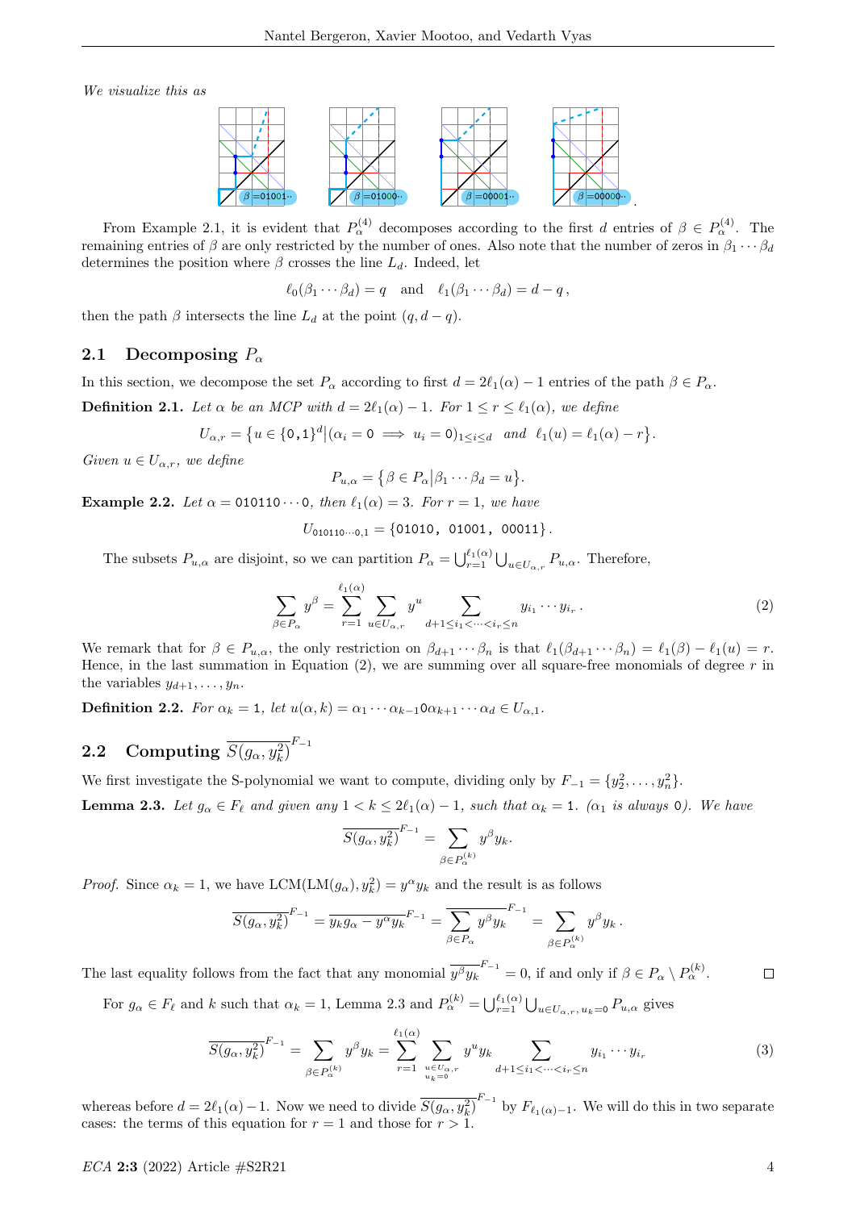*We visualize this as*

From Example 2.1, it is evident that $P_\alpha^{(4)}$ decomposes according to the first $d$ entries of $\beta \in P_\alpha^{(4)}$. The remaining entries of $\beta$ are only restricted by the number of ones. Also note that the number of zeros in $\beta_1 \cdots \beta_d$ determines the position where $\beta$ crosses the line $L_d$. Indeed, let

$$\ell_0(\beta_1 \cdots \beta_d) = q \quad \text{and} \quad \ell_1(\beta_1 \cdots \beta_d) = d - q\,,$$

then the path $\beta$ intersects the line $L_d$ at the point $(q, d-q)$.

## 2.1 Decomposing $P_\alpha$

In this section, we decompose the set $P_\alpha$ according to first $d = 2\ell_1(\alpha) - 1$ entries of the path $\beta \in P_\alpha$.

**Definition 2.1.** *Let $\alpha$ be an MCP with $d = 2\ell_1(\alpha) - 1$. For $1 \le r \le \ell_1(\alpha)$, we define*

$$U_{\alpha,r} = \big\{u \in \{\mathtt{0},\mathtt{1}\}^d \big| (\alpha_i = \mathtt{0} \implies u_i = \mathtt{0})_{1\le i\le d} \ \text{ and } \ \ell_1(u) = \ell_1(\alpha) - r\big\}.$$

*Given $u \in U_{\alpha,r}$, we define*

$$P_{u,\alpha} = \big\{\beta \in P_\alpha \big| \beta_1 \cdots \beta_d = u\big\}.$$

**Example 2.2.** *Let $\alpha = \mathtt{010110}\cdots\mathtt{0}$, then $\ell_1(\alpha) = 3$. For $r = 1$, we have*

$$U_{\mathtt{010110}\cdots\mathtt{0},1} = \{\mathtt{01010},\ \mathtt{01001},\ \mathtt{00011}\}.$$

The subsets $P_{u,\alpha}$ are disjoint, so we can partition $P_\alpha = \bigcup_{r=1}^{\ell_1(\alpha)} \bigcup_{u\in U_{\alpha,r}} P_{u,\alpha}$. Therefore,

$$\sum_{\beta\in P_\alpha} y^\beta = \sum_{r=1}^{\ell_1(\alpha)} \sum_{u\in U_{\alpha,r}} y^u \sum_{d+1\le i_1<\cdots<i_r\le n} y_{i_1}\cdots y_{i_r}\,. \tag{2}$$

We remark that for $\beta \in P_{u,\alpha}$, the only restriction on $\beta_{d+1}\cdots\beta_n$ is that $\ell_1(\beta_{d+1}\cdots\beta_n) = \ell_1(\beta) - \ell_1(u) = r$. Hence, in the last summation in Equation (2), we are summing over all square-free monomials of degree $r$ in the variables $y_{d+1},\ldots,y_n$.

**Definition 2.2.** *For $\alpha_k = \mathtt{1}$, let $u(\alpha,k) = \alpha_1\cdots\alpha_{k-1}\mathtt{0}\alpha_{k+1}\cdots\alpha_d \in U_{\alpha,1}$.*

## 2.2 Computing $\overline{S(g_\alpha, y_k^2)}^{F_{-1}}$

We first investigate the S-polynomial we want to compute, dividing only by $F_{-1} = \{y_2^2,\ldots,y_n^2\}$.

**Lemma 2.3.** *Let $g_\alpha \in F_\ell$ and given any $1 < k \le 2\ell_1(\alpha) - 1$, such that $\alpha_k = \mathtt{1}$. ($\alpha_1$ is always $\mathtt{0}$). We have*

$$\overline{S(g_\alpha, y_k^2)}^{F_{-1}} = \sum_{\beta\in P_\alpha^{(k)}} y^\beta y_k.$$

*Proof.* Since $\alpha_k = \mathtt{1}$, we have $\mathrm{LCM}(\mathrm{LM}(g_\alpha), y_k^2) = y^\alpha y_k$ and the result is as follows

$$\overline{S(g_\alpha, y_k^2)}^{F_{-1}} = \overline{y_k g_\alpha - y^\alpha y_k}^{F_{-1}} = \overline{\sum_{\beta\in P_\alpha} y^\beta y_k}^{F_{-1}} = \sum_{\beta\in P_\alpha^{(k)}} y^\beta y_k\,.$$

The last equality follows from the fact that any monomial $\overline{y^\beta y_k}^{F_{-1}} = 0$, if and only if $\beta \in P_\alpha \setminus P_\alpha^{(k)}$. $\square$

For $g_\alpha \in F_\ell$ and $k$ such that $\alpha_k = \mathtt{1}$, Lemma 2.3 and $P_\alpha^{(k)} = \bigcup_{r=1}^{\ell_1(\alpha)} \bigcup_{u\in U_{\alpha,r},\, u_k=\mathtt{0}} P_{u,\alpha}$ gives

$$\overline{S(g_\alpha, y_k^2)}^{F_{-1}} = \sum_{\beta\in P_\alpha^{(k)}} y^\beta y_k = \sum_{r=1}^{\ell_1(\alpha)} \sum_{\substack{u\in U_{\alpha,r}\\ u_k=\mathtt{0}}} y^u y_k \sum_{d+1\le i_1<\cdots<i_r\le n} y_{i_1}\cdots y_{i_r} \tag{3}$$

whereas before $d = 2\ell_1(\alpha) - 1$. Now we need to divide $\overline{S(g_\alpha, y_k^2)}^{F_{-1}}$ by $F_{\ell_1(\alpha)-1}$. We will do this in two separate cases: the terms of this equation for $r = 1$ and those for $r > 1$.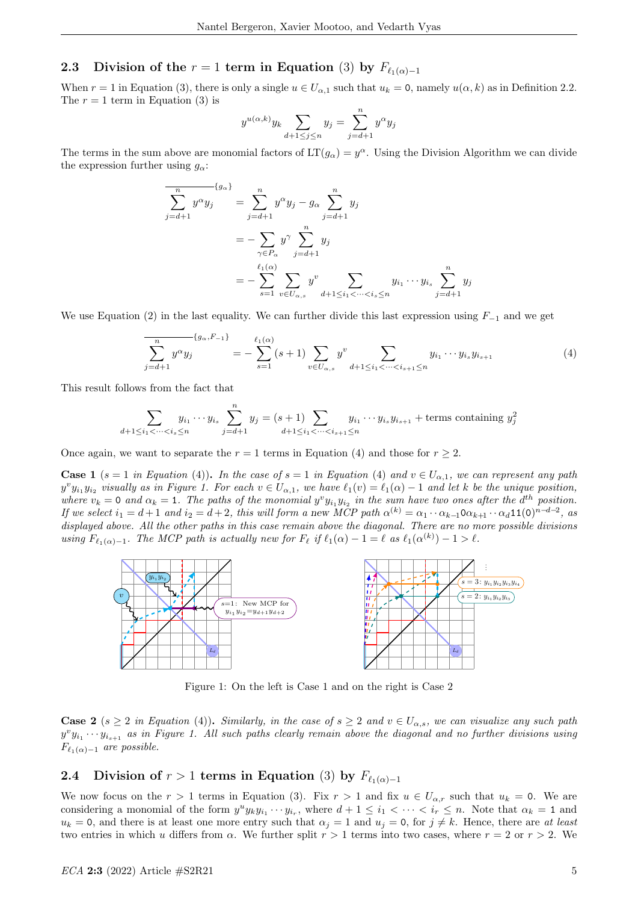## 2.3 Division of the $r=1$ term in Equation (3) by $F_{\ell_1(\alpha)-1}$

When $r=1$ in Equation (3), there is only a single $u \in U_{\alpha,1}$ such that $u_k = \mathtt{0}$, namely $u(\alpha,k)$ as in Definition 2.2. The $r=1$ term in Equation (3) is

$$y^{u(\alpha,k)} y_k \sum_{d+1 \le j \le n} y_j = \sum_{j=d+1}^{n} y^{\alpha} y_j$$

The terms in the sum above are monomial factors of $\mathrm{LT}(g_\alpha) = y^\alpha$. Using the Division Algorithm we can divide the expression further using $g_\alpha$:

$$\begin{aligned}
\overline{\sum_{j=d+1}^{n} y^{\alpha} y_j}^{\{g_\alpha\}} &= \sum_{j=d+1}^{n} y^{\alpha} y_j - g_\alpha \sum_{j=d+1}^{n} y_j \\
&= -\sum_{\gamma \in P_\alpha} y^{\gamma} \sum_{j=d+1}^{n} y_j \\
&= -\sum_{s=1}^{\ell_1(\alpha)} \sum_{v \in U_{\alpha,s}} y^{v} \sum_{d+1 \le i_1 < \cdots < i_s \le n} y_{i_1} \cdots y_{i_s} \sum_{j=d+1}^{n} y_j
\end{aligned}$$

We use Equation (2) in the last equality. We can further divide this last expression using $F_{-1}$ and we get

$$\overline{\sum_{j=d+1}^{n} y^{\alpha} y_j}^{\{g_\alpha, F_{-1}\}} = -\sum_{s=1}^{\ell_1(\alpha)} (s+1) \sum_{v \in U_{\alpha,s}} y^{v} \sum_{d+1 \le i_1 < \cdots < i_{s+1} \le n} y_{i_1} \cdots y_{i_s} y_{i_{s+1}} \tag{4}$$

This result follows from the fact that

$$\sum_{d+1 \le i_1 < \cdots < i_s \le n} y_{i_1} \cdots y_{i_s} \sum_{j=d+1}^{n} y_j = (s+1) \sum_{d+1 \le i_1 < \cdots < i_{s+1} \le n} y_{i_1} \cdots y_{i_s} y_{i_{s+1}} + \text{terms containing } y_j^2$$

Once again, we want to separate the $r=1$ terms in Equation (4) and those for $r \ge 2$.

**Case 1** *($s=1$ in Equation (4)). In the case of $s=1$ in Equation (4) and $v \in U_{\alpha,1}$, we can represent any path $y^v y_{i_1} y_{i_2}$ visually as in Figure 1. For each $v \in U_{\alpha,1}$, we have $\ell_1(v) = \ell_1(\alpha) - 1$ and let $k$ be the unique position, where $v_k = \mathtt{0}$ and $\alpha_k = \mathtt{1}$. The paths of the monomial $y^v y_{i_1} y_{i_2}$ in the sum have two ones after the $d^{th}$ position. If we select $i_1 = d+1$ and $i_2 = d+2$, this will form a new MCP path $\alpha^{(k)} = \alpha_1 \cdots \alpha_{k-1} \mathtt{0} \alpha_{k+1} \cdots \alpha_d \mathtt{1}\mathtt{1}(\mathtt{0})^{n-d-2}$, as displayed above. All the other paths in this case remain above the diagonal. There are no more possible divisions using $F_{\ell_1(\alpha)-1}$. The MCP path is actually new for $F_\ell$ if $\ell_1(\alpha) - 1 = \ell$ as $\ell_1(\alpha^{(k)}) - 1 > \ell$.*

Figure 1: On the left is Case 1 and on the right is Case 2

**Case 2** *($s \ge 2$ in Equation (4)). Similarly, in the case of $s \ge 2$ and $v \in U_{\alpha,s}$, we can visualize any such path $y^v y_{i_1} \cdots y_{i_{s+1}}$ as in Figure 1. All such paths clearly remain above the diagonal and no further divisions using $F_{\ell_1(\alpha)-1}$ are possible.*

## 2.4 Division of $r > 1$ terms in Equation (3) by $F_{\ell_1(\alpha)-1}$

We now focus on the $r > 1$ terms in Equation (3). Fix $r > 1$ and fix $u \in U_{\alpha,r}$ such that $u_k = \mathtt{0}$. We are considering a monomial of the form $y^u y_k y_{i_1} \cdots y_{i_r}$, where $d+1 \le i_1 < \cdots < i_r \le n$. Note that $\alpha_k = \mathtt{1}$ and $u_k = \mathtt{0}$, and there is at least one more entry such that $\alpha_j = \mathtt{1}$ and $u_j = \mathtt{0}$, for $j \ne k$. Hence, there are *at least* two entries in which $u$ differs from $\alpha$. We further split $r > 1$ terms into two cases, where $r = 2$ or $r > 2$. We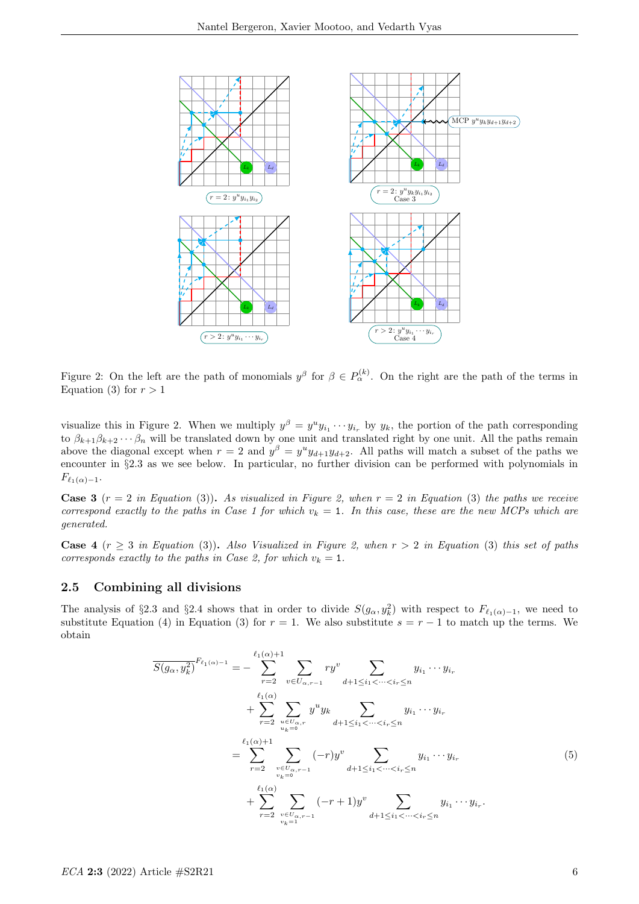Figure 2: On the left are the path of monomials $y^\beta$ for $\beta \in P_\alpha^{(k)}$. On the right are the path of the terms in Equation (3) for $r > 1$

visualize this in Figure 2. When we multiply $y^\beta = y^u y_{i_1} \cdots y_{i_r}$ by $y_k$, the portion of the path corresponding to $\beta_{k+1}\beta_{k+2}\cdots\beta_n$ will be translated down by one unit and translated right by one unit. All the paths remain above the diagonal except when $r = 2$ and $y^\beta = y^u y_{d+1} y_{d+2}$. All paths will match a subset of the paths we encounter in §2.3 as we see below. In particular, no further division can be performed with polynomials in $F_{\ell_1(\alpha)-1}$.

**Case 3** ($r = 2$ *in Equation* (3))**.** *As visualized in Figure 2, when* $r = 2$ *in Equation* (3) *the paths we receive correspond exactly to the paths in Case 1 for which* $v_k = 1$*. In this case, these are the new MCPs which are generated.*

**Case 4** ($r \geq 3$ *in Equation* (3))**.** *Also Visualized in Figure 2, when* $r > 2$ *in Equation* (3) *this set of paths corresponds exactly to the paths in Case 2, for which* $v_k = 1$*.*

### 2.5 Combining all divisions

The analysis of §2.3 and §2.4 shows that in order to divide $S(g_\alpha, y_k^2)$ with respect to $F_{\ell_1(\alpha)-1}$, we need to substitute Equation (4) in Equation (3) for $r = 1$. We also substitute $s = r - 1$ to match up the terms. We obtain

$$
\begin{aligned}
\overline{S(g_\alpha, y_k^2)}^{F_{\ell_1(\alpha)-1}} &= -\sum_{r=2}^{\ell_1(\alpha)+1} \sum_{v \in U_{\alpha,r-1}} r y^v \sum_{d+1 \leq i_1 < \cdots < i_r \leq n} y_{i_1} \cdots y_{i_r} \\
&\quad + \sum_{r=2}^{\ell_1(\alpha)} \sum_{\substack{u \in U_{\alpha,r} \\ u_k = 0}} y^u y_k \sum_{d+1 \leq i_1 < \cdots < i_r \leq n} y_{i_1} \cdots y_{i_r} \\
&= \sum_{r=2}^{\ell_1(\alpha)+1} \sum_{\substack{v \in U_{\alpha,r-1} \\ v_k = 0}} (-r) y^v \sum_{d+1 \leq i_1 < \cdots < i_r \leq n} y_{i_1} \cdots y_{i_r} \\
&\quad + \sum_{r=2}^{\ell_1(\alpha)} \sum_{\substack{v \in U_{\alpha,r-1} \\ v_k = 1}} (-r+1) y^v \sum_{d+1 \leq i_1 < \cdots < i_r \leq n} y_{i_1} \cdots y_{i_r}.
\end{aligned}
\tag{5}
$$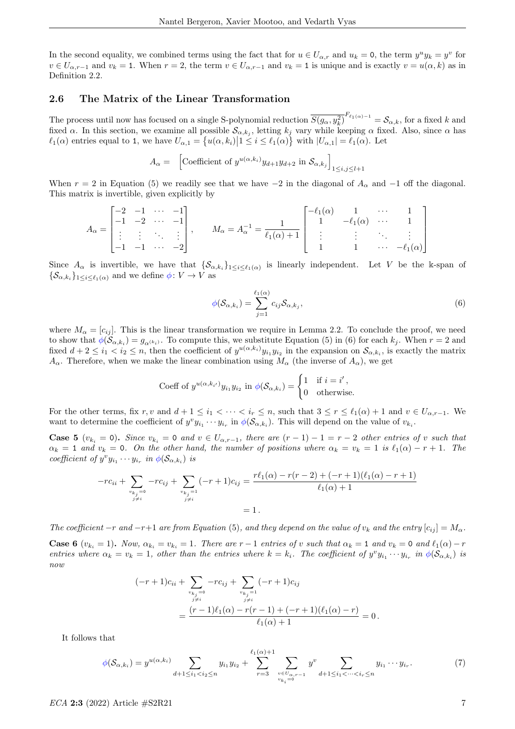In the second equality, we combined terms using the fact that for $u \in U_{\alpha,r}$ and $u_k = 0$, the term $y^u y_k = y^v$ for $v \in U_{\alpha,r-1}$ and $v_k = 1$. When $r = 2$, the term $v \in U_{\alpha,r-1}$ and $v_k = 1$ is unique and is exactly $v = u(\alpha, k)$ as in Definition 2.2.

### 2.6 The Matrix of the Linear Transformation

The process until now has focused on a single S-polynomial reduction $\overline{S(g_\alpha, y_k^2)}^{F_{\ell_1(\alpha)-1}} = \mathcal{S}_{\alpha,k}$, for a fixed $k$ and fixed $\alpha$. In this section, we examine all possible $\mathcal{S}_{\alpha,k_j}$, letting $k_j$ vary while keeping $\alpha$ fixed. Also, since $\alpha$ has $\ell_1(\alpha)$ entries equal to 1, we have $U_{\alpha,1} = \{u(\alpha, k_i) | 1 \le i \le \ell_1(\alpha)\}$ with $|U_{\alpha,1}| = \ell_1(\alpha)$. Let

$$A_\alpha = \Big[\text{Coefficient of } y^{u(\alpha,k_i)} y_{d+1} y_{d+2} \text{ in } \mathcal{S}_{\alpha,k_j}\Big]_{1 \le i,j \le l+1}$$

When $r = 2$ in Equation (5) we readily see that we have $-2$ in the diagonal of $A_\alpha$ and $-1$ off the diagonal. This matrix is invertible, given explicitly by

$$A_\alpha = \begin{bmatrix} -2 & -1 & \cdots & -1 \\ -1 & -2 & \cdots & -1 \\ \vdots & \vdots & \ddots & \vdots \\ -1 & -1 & \cdots & -2 \end{bmatrix}, \qquad M_\alpha = A_\alpha^{-1} = \frac{1}{\ell_1(\alpha)+1} \begin{bmatrix} -\ell_1(\alpha) & 1 & \cdots & 1 \\ 1 & -\ell_1(\alpha) & \cdots & 1 \\ \vdots & \vdots & \ddots & \vdots \\ 1 & 1 & \cdots & -\ell_1(\alpha) \end{bmatrix}$$

Since $A_\alpha$ is invertible, we have that $\{\mathcal{S}_{\alpha,k_i}\}_{1 \le i \le \ell_1(\alpha)}$ is linearly independent. Let $V$ be the $\Bbbk$-span of $\{\mathcal{S}_{\alpha,k_i}\}_{1 \le i \le \ell_1(\alpha)}$ and we define $\phi \colon V \to V$ as

$$\phi(\mathcal{S}_{\alpha,k_i}) = \sum_{j=1}^{\ell_1(\alpha)} c_{ij} \mathcal{S}_{\alpha,k_j}, \tag{6}$$

where $M_\alpha = [c_{ij}]$. This is the linear transformation we require in Lemma 2.2. To conclude the proof, we need to show that $\phi(\mathcal{S}_{\alpha,k_i}) = g_{\alpha^{(k_i)}}$. To compute this, we substitute Equation (5) in (6) for each $k_j$. When $r = 2$ and fixed $d+2 \le i_1 < i_2 \le n$, then the coefficient of $y^{u(\alpha,k_i)} y_{i_1} y_{i_2}$ in the expansion on $\mathcal{S}_{\alpha,k_i}$, is exactly the matrix $A_\alpha$. Therefore, when we make the linear combination using $M_\alpha$ (the inverse of $A_\alpha$), we get

$$\text{Coeff of } y^{u(\alpha,k_{i'})} y_{i_1} y_{i_2} \text{ in } \phi(\mathcal{S}_{\alpha,k_i}) = \begin{cases} 1 & \text{if } i = i', \\ 0 & \text{otherwise.} \end{cases}$$

For the other terms, fix $r, v$ and $d+1 \le i_1 < \cdots < i_r \le n$, such that $3 \le r \le \ell_1(\alpha)+1$ and $v \in U_{\alpha,r-1}$. We want to determine the coefficient of $y^v y_{i_1} \cdots y_{i_r}$ in $\phi(\mathcal{S}_{\alpha,k_i})$. This will depend on the value of $v_{k_i}$.

**Case 5** ($v_{k_i} = 0$)**.** *Since $v_{k_i} = 0$ and $v \in U_{\alpha,r-1}$, there are $(r-1)-1 = r-2$ other entries of $v$ such that $\alpha_k = 1$ and $v_k = 0$. On the other hand, the number of positions where $\alpha_k = v_k = 1$ is $\ell_1(\alpha) - r + 1$. The coefficient of $y^v y_{i_1} \cdots y_{i_r}$ in $\phi(\mathcal{S}_{\alpha,k_i})$ is*

$$\begin{aligned} -rc_{ii} + \sum_{\substack{v_{k_j}=0 \\ j \ne i}} -rc_{ij} + \sum_{\substack{v_{k_j}=1 \\ j \ne i}} (-r+1)c_{ij} &= \frac{r\ell_1(\alpha) - r(r-2) + (-r+1)(\ell_1(\alpha) - r + 1)}{\ell_1(\alpha)+1} \\ &= 1\,. \end{aligned}$$

*The coefficient $-r$ and $-r+1$ are from Equation (5), and they depend on the value of $v_k$ and the entry $[c_{ij}] = M_\alpha$.*

**Case 6** ($v_{k_i} = 1$)**.** *Now, $\alpha_{k_i} = v_{k_i} = 1$. There are $r-1$ entries of $v$ such that $\alpha_k = 1$ and $v_k = 0$ and $\ell_1(\alpha) - r$ entries where $\alpha_k = v_k = 1$, other than the entries where $k = k_i$. The coefficient of $y^v y_{i_1} \cdots y_{i_r}$ in $\phi(\mathcal{S}_{\alpha,k_i})$ is now*

$$\begin{aligned} &(-r+1)c_{ii} + \sum_{\substack{v_{k_j}=0 \\ j \ne i}} -rc_{ij} + \sum_{\substack{v_{k_j}=1 \\ j \ne i}} (-r+1)c_{ij} \\ &\quad = \frac{(r-1)\ell_1(\alpha) - r(r-1) + (-r+1)(\ell_1(\alpha) - r)}{\ell_1(\alpha)+1} = 0\,. \end{aligned}$$

It follows that

$$\phi(\mathcal{S}_{\alpha,k_i}) = y^{u(\alpha,k_i)} \sum_{d+1 \le i_1 < i_2 \le n} y_{i_1} y_{i_2} + \sum_{r=3}^{\ell_1(\alpha)+1} \sum_{\substack{v \in U_{\alpha,r-1} \\ v_{k_i}=0}} y^v \sum_{d+1 \le i_1 < \cdots < i_r \le n} y_{i_1} \cdots y_{i_r}. \tag{7}$$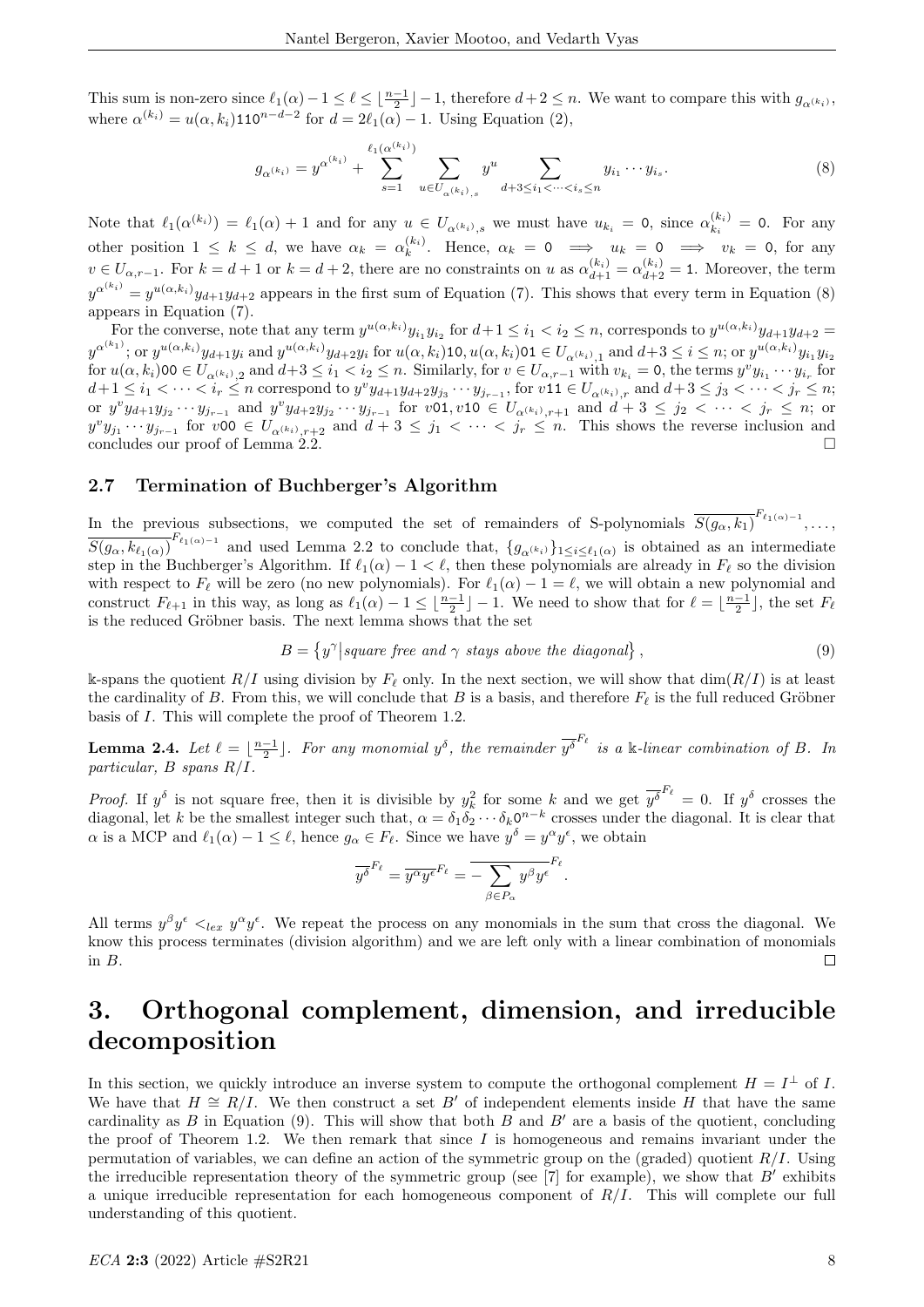This sum is non-zero since $\ell_1(\alpha)-1\leq \ell \leq \lfloor\frac{n-1}{2}\rfloor-1$, therefore $d+2\leq n$. We want to compare this with $g_{\alpha^{(k_i)}}$, where $\alpha^{(k_i)} = u(\alpha,k_i)\mathtt{110}^{n-d-2}$ for $d = 2\ell_1(\alpha)-1$. Using Equation (2),

$$g_{\alpha^{(k_i)}} = y^{\alpha^{(k_i)}} + \sum_{s=1}^{\ell_1(\alpha^{(k_i)})} \sum_{u\in U_{\alpha^{(k_i)},s}} y^u \sum_{d+3\leq i_1<\cdots<i_s\leq n} y_{i_1}\cdots y_{i_s}. \tag{8}$$

Note that $\ell_1(\alpha^{(k_i)}) = \ell_1(\alpha)+1$ and for any $u\in U_{\alpha^{(k_i)},s}$ we must have $u_{k_i}=\mathtt{0}$, since $\alpha^{(k_i)}_{k_i}=\mathtt{0}$. For any other position $1\leq k\leq d$, we have $\alpha_k = \alpha^{(k_i)}_k$. Hence, $\alpha_k=\mathtt{0} \implies u_k=\mathtt{0} \implies v_k=\mathtt{0}$, for any $v\in U_{\alpha,r-1}$. For $k=d+1$ or $k=d+2$, there are no constraints on $u$ as $\alpha^{(k_i)}_{d+1}=\alpha^{(k_i)}_{d+2}=\mathtt{1}$. Moreover, the term $y^{\alpha^{(k_i)}} = y^{u(\alpha,k_i)}y_{d+1}y_{d+2}$ appears in the first sum of Equation (7). This shows that every term in Equation (8) appears in Equation (7).

For the converse, note that any term $y^{u(\alpha,k_i)}y_{i_1}y_{i_2}$ for $d+1\leq i_1<i_2\leq n$, corresponds to $y^{u(\alpha,k_i)}y_{d+1}y_{d+2} = y^{\alpha^{(k_1)}}$; or $y^{u(\alpha,k_i)}y_{d+1}y_i$ and $y^{u(\alpha,k_i)}y_{d+2}y_i$ for $u(\alpha,k_i)\mathtt{10}, u(\alpha,k_i)\mathtt{01}\in U_{\alpha^{(k_i)},1}$ and $d+3\leq i\leq n$; or $y^{u(\alpha,k_i)}y_{i_1}y_{i_2}$ for $u(\alpha,k_i)\mathtt{00}\in U_{\alpha^{(k_i)},2}$ and $d+3\leq i_1<i_2\leq n$. Similarly, for $v\in U_{\alpha,r-1}$ with $v_{k_i}=\mathtt{0}$, the terms $y^v y_{i_1}\cdots y_{i_r}$ for $d+1\leq i_1<\cdots<i_r\leq n$ correspond to $y^v y_{d+1}y_{d+2}y_{j_3}\cdots y_{j_{r-1}}$, for $v\mathtt{11}\in U_{\alpha^{(k_i)},r}$ and $d+3\leq j_3<\cdots<j_r\leq n$; or $y^v y_{d+1}y_{j_2}\cdots y_{j_{r-1}}$ and $y^v y_{d+2}y_{j_2}\cdots y_{j_{r-1}}$ for $v\mathtt{01}, v\mathtt{10}\in U_{\alpha^{(k_i)},r+1}$ and $d+3\leq j_2<\cdots<j_r\leq n$; or $y^v y_{j_1}\cdots y_{j_{r-1}}$ for $v\mathtt{00}\in U_{\alpha^{(k_i)},r+2}$ and $d+3\leq j_1<\cdots<j_r\leq n$. This shows the reverse inclusion and concludes our proof of Lemma 2.2. $\square$

### 2.7 Termination of Buchberger's Algorithm

In the previous subsections, we computed the set of remainders of S-polynomials $\overline{S(g_\alpha,k_1)}^{F_{\ell_1(\alpha)-1}},\ldots,\overline{S(g_\alpha,k_{\ell_1(\alpha)})}^{F_{\ell_1(\alpha)-1}}$ and used Lemma 2.2 to conclude that, $\{g_{\alpha^{(k_i)}}\}_{1\leq i\leq \ell_1(\alpha)}$ is obtained as an intermediate step in the Buchberger's Algorithm. If $\ell_1(\alpha)-1<\ell$, then these polynomials are already in $F_\ell$ so the division with respect to $F_\ell$ will be zero (no new polynomials). For $\ell_1(\alpha)-1=\ell$, we will obtain a new polynomial and construct $F_{\ell+1}$ in this way, as long as $\ell_1(\alpha)-1\leq\lfloor\frac{n-1}{2}\rfloor-1$. We need to show that for $\ell=\lfloor\frac{n-1}{2}\rfloor$, the set $F_\ell$ is the reduced Gröbner basis. The next lemma shows that the set

$$B = \left\{ y^\gamma \middle| \textit{square free and } \gamma \textit{ stays above the diagonal} \right\}, \tag{9}$$

$\Bbbk$-spans the quotient $R/I$ using division by $F_\ell$ only. In the next section, we will show that $\dim(R/I)$ is at least the cardinality of $B$. From this, we will conclude that $B$ is a basis, and therefore $F_\ell$ is the full reduced Gröbner basis of $I$. This will complete the proof of Theorem 1.2.

**Lemma 2.4.** *Let $\ell=\lfloor\frac{n-1}{2}\rfloor$. For any monomial $y^\delta$, the remainder $\overline{y^\delta}^{F_\ell}$ is a $\Bbbk$-linear combination of $B$. In particular, $B$ spans $R/I$.*

*Proof.* If $y^\delta$ is not square free, then it is divisible by $y_k^2$ for some $k$ and we get $\overline{y^\delta}^{F_\ell}=0$. If $y^\delta$ crosses the diagonal, let $k$ be the smallest integer such that, $\alpha=\delta_1\delta_2\cdots\delta_k\mathtt{0}^{n-k}$ crosses under the diagonal. It is clear that $\alpha$ is a MCP and $\ell_1(\alpha)-1\leq\ell$, hence $g_\alpha\in F_\ell$. Since we have $y^\delta = y^\alpha y^\epsilon$, we obtain

$$\overline{y^\delta}^{F_\ell} = \overline{y^\alpha y^\epsilon}^{F_\ell} = \overline{-\sum_{\beta\in P_\alpha} y^\beta y^\epsilon}^{F_\ell}.$$

All terms $y^\beta y^\epsilon <_{lex} y^\alpha y^\epsilon$. We repeat the process on any monomials in the sum that cross the diagonal. We know this process terminates (division algorithm) and we are left only with a linear combination of monomials in $B$. $\square$

# 3. Orthogonal complement, dimension, and irreducible decomposition

In this section, we quickly introduce an inverse system to compute the orthogonal complement $H=I^\perp$ of $I$. We have that $H\cong R/I$. We then construct a set $B'$ of independent elements inside $H$ that have the same cardinality as $B$ in Equation (9). This will show that both $B$ and $B'$ are a basis of the quotient, concluding the proof of Theorem 1.2. We then remark that since $I$ is homogeneous and remains invariant under the permutation of variables, we can define an action of the symmetric group on the (graded) quotient $R/I$. Using the irreducible representation theory of the symmetric group (see [7] for example), we show that $B'$ exhibits a unique irreducible representation for each homogeneous component of $R/I$. This will complete our full understanding of this quotient.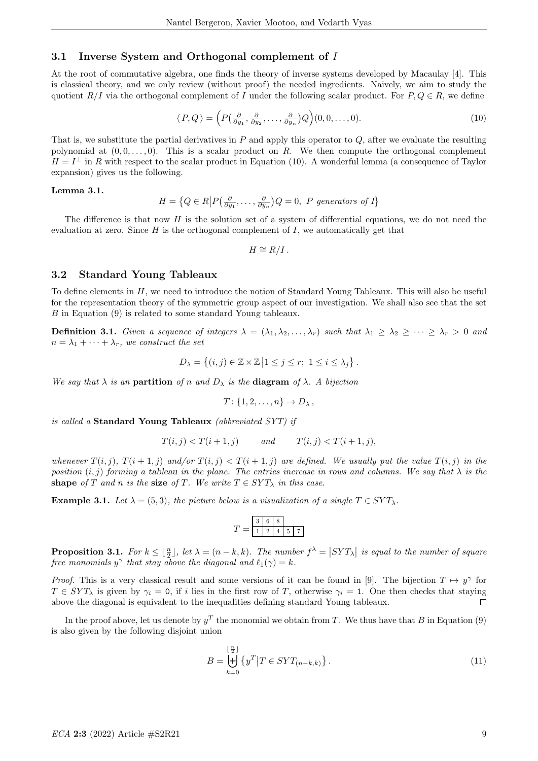### 3.1 Inverse System and Orthogonal complement of $I$

At the root of commutative algebra, one finds the theory of inverse systems developed by Macaulay [4]. This is classical theory, and we only review (without proof) the needed ingredients. Naively, we aim to study the quotient $R/I$ via the orthogonal complement of $I$ under the following scalar product. For $P, Q \in R$, we define

$$\langle P, Q \rangle = \Big( P\big(\tfrac{\partial}{\partial y_1}, \tfrac{\partial}{\partial y_2}, \ldots, \tfrac{\partial}{\partial y_n}\big) Q \Big)(0, 0, \ldots, 0). \tag{10}$$

That is, we substitute the partial derivatives in $P$ and apply this operator to $Q$, after we evaluate the resulting polynomial at $(0, 0, \ldots, 0)$. This is a scalar product on $R$. We then compute the orthogonal complement $H = I^{\perp}$ in $R$ with respect to the scalar product in Equation (10). A wonderful lemma (a consequence of Taylor expansion) gives us the following.

**Lemma 3.1.**

$$H = \big\{ Q \in R \,\big|\, P\big(\tfrac{\partial}{\partial y_1}, \ldots, \tfrac{\partial}{\partial y_n}\big) Q = 0, \ P \text{ generators of } I \big\}$$

The difference is that now $H$ is the solution set of a system of differential equations, we do not need the evaluation at zero. Since $H$ is the orthogonal complement of $I$, we automatically get that

$$H \cong R/I\,.$$

### 3.2 Standard Young Tableaux

To define elements in $H$, we need to introduce the notion of Standard Young Tableaux. This will also be useful for the representation theory of the symmetric group aspect of our investigation. We shall also see that the set $B$ in Equation (9) is related to some standard Young tableaux.

**Definition 3.1.** *Given a sequence of integers $\lambda = (\lambda_1, \lambda_2, \ldots, \lambda_r)$ such that $\lambda_1 \geq \lambda_2 \geq \cdots \geq \lambda_r > 0$ and $n = \lambda_1 + \cdots + \lambda_r$, we construct the set*

$$D_\lambda = \big\{ (i,j) \in \mathbb{Z} \times \mathbb{Z} \,\big|\, 1 \leq j \leq r;\ 1 \leq i \leq \lambda_j \big\}\,.$$

*We say that $\lambda$ is an* **partition** *of $n$ and $D_\lambda$ is the* **diagram** *of $\lambda$. A bijection*

$$T \colon \{1, 2, \ldots, n\} \to D_\lambda\,,$$

*is called a* **Standard Young Tableaux** *(abbreviated SYT) if*

$$T(i,j) < T(i+1,j) \qquad \text{and} \qquad T(i,j) < T(i+1,j),$$

*whenever $T(i,j)$, $T(i+1,j)$ and/or $T(i,j) < T(i+1,j)$ are defined. We usually put the value $T(i,j)$ in the position $(i,j)$ forming a tableau in the plane. The entries increase in rows and columns. We say that $\lambda$ is the* **shape** *of $T$ and $n$ is the* **size** *of $T$. We write $T \in SYT_\lambda$ in this case.*

**Example 3.1.** *Let $\lambda = (5,3)$, the picture below is a visualization of a single $T \in SYT_\lambda$.*

$$T = \begin{array}{|c|c|c|cc}
\hline
3 & 6 & 8 & & \\
\hline
1 & 2 & 4 & \multicolumn{1}{|c|}{5} & \multicolumn{1}{c|}{7} \\
\hline
\end{array}$$

**Proposition 3.1.** *For $k \leq \lfloor \frac{n}{2} \rfloor$, let $\lambda = (n-k, k)$. The number $f^\lambda = \big|SYT_\lambda\big|$ is equal to the number of square free monomials $y^\gamma$ that stay above the diagonal and $\ell_1(\gamma) = k$.*

*Proof.* This is a very classical result and some versions of it can be found in [9]. The bijection $T \mapsto y^\gamma$ for $T \in SYT_\lambda$ is given by $\gamma_i = 0$, if $i$ lies in the first row of $T$, otherwise $\gamma_i = 1$. One then checks that staying above the diagonal is equivalent to the inequalities defining standard Young tableaux. $\square$

In the proof above, let us denote by $y^T$ the monomial we obtain from $T$. We thus have that $B$ in Equation (9) is also given by the following disjoint union

$$B = \biguplus_{k=0}^{\lfloor \frac{n}{2} \rfloor} \big\{ y^T \big| T \in SYT_{(n-k,k)} \big\}\,. \tag{11}$$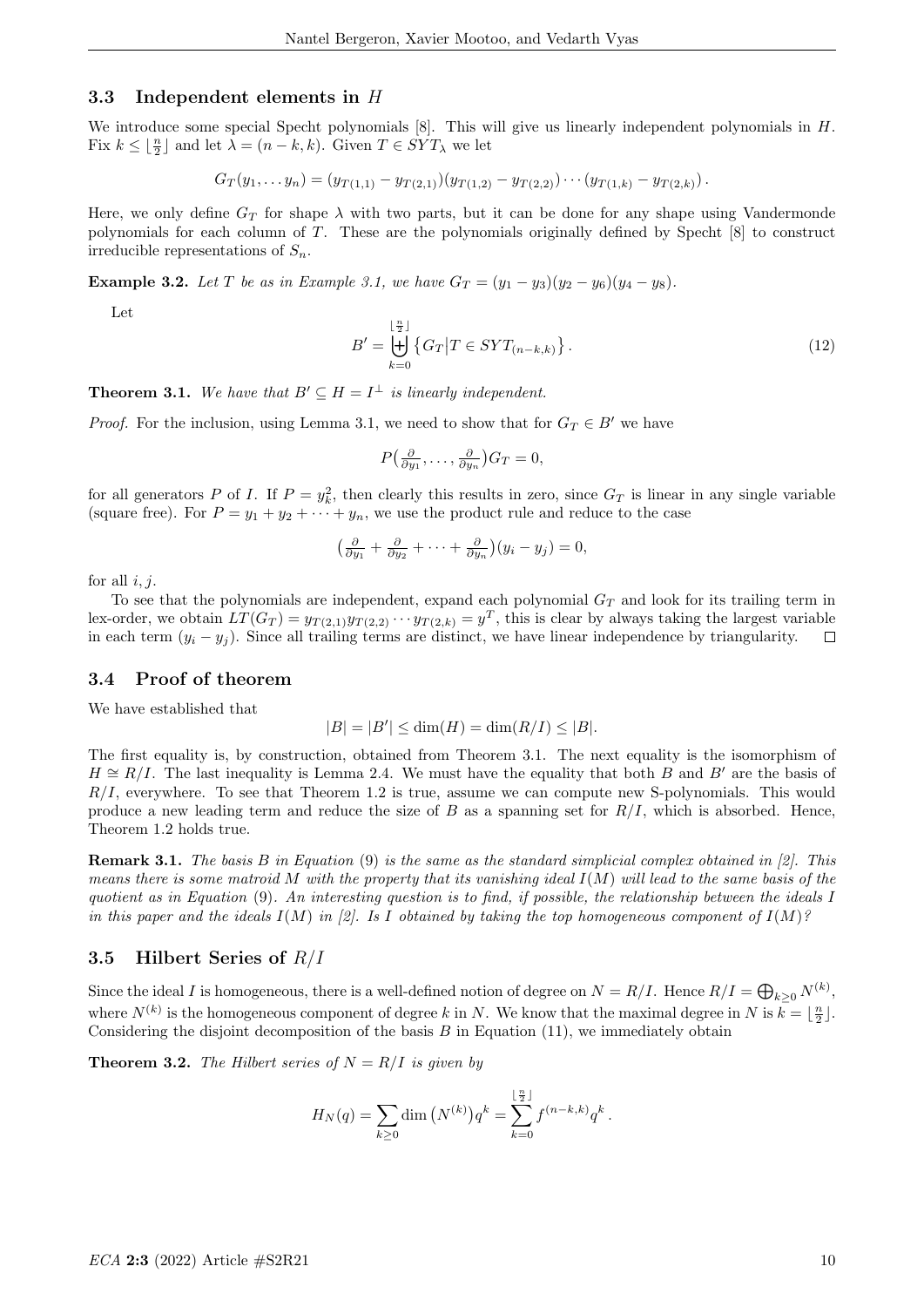### 3.3 Independent elements in $H$

We introduce some special Specht polynomials [8]. This will give us linearly independent polynomials in $H$. Fix $k \leq \lfloor \frac{n}{2} \rfloor$ and let $\lambda = (n-k, k)$. Given $T \in SYT_\lambda$ we let

$$G_T(y_1, \dots y_n) = (y_{T(1,1)} - y_{T(2,1)})(y_{T(1,2)} - y_{T(2,2)}) \cdots (y_{T(1,k)} - y_{T(2,k)}).$$

Here, we only define $G_T$ for shape $\lambda$ with two parts, but it can be done for any shape using Vandermonde polynomials for each column of $T$. These are the polynomials originally defined by Specht [8] to construct irreducible representations of $S_n$.

**Example 3.2.** *Let $T$ be as in Example 3.1, we have $G_T = (y_1 - y_3)(y_2 - y_6)(y_4 - y_8)$.*

Let

$$B' = \biguplus_{k=0}^{\lfloor \frac{n}{2} \rfloor} \left\{ G_T \middle| T \in SYT_{(n-k,k)} \right\}. \tag{12}$$

**Theorem 3.1.** *We have that $B' \subseteq H = I^\perp$ is linearly independent.*

*Proof.* For the inclusion, using Lemma 3.1, we need to show that for $G_T \in B'$ we have

$$P\big(\tfrac{\partial}{\partial y_1}, \dots, \tfrac{\partial}{\partial y_n}\big) G_T = 0,$$

for all generators $P$ of $I$. If $P = y_k^2$, then clearly this results in zero, since $G_T$ is linear in any single variable (square free). For $P = y_1 + y_2 + \cdots + y_n$, we use the product rule and reduce to the case

$$\big(\tfrac{\partial}{\partial y_1} + \tfrac{\partial}{\partial y_2} + \cdots + \tfrac{\partial}{\partial y_n}\big)(y_i - y_j) = 0,$$

for all $i, j$.

To see that the polynomials are independent, expand each polynomial $G_T$ and look for its trailing term in lex-order, we obtain $LT(G_T) = y_{T(2,1)} y_{T(2,2)} \cdots y_{T(2,k)} = y^T$, this is clear by always taking the largest variable in each term $(y_i - y_j)$. Since all trailing terms are distinct, we have linear independence by triangularity. $\square$

### 3.4 Proof of theorem

We have established that

$$|B| = |B'| \leq \dim(H) = \dim(R/I) \leq |B|.$$

The first equality is, by construction, obtained from Theorem 3.1. The next equality is the isomorphism of $H \cong R/I$. The last inequality is Lemma 2.4. We must have the equality that both $B$ and $B'$ are the basis of $R/I$, everywhere. To see that Theorem 1.2 is true, assume we can compute new S-polynomials. This would produce a new leading term and reduce the size of $B$ as a spanning set for $R/I$, which is absorbed. Hence, Theorem 1.2 holds true.

**Remark 3.1.** *The basis $B$ in Equation* (9) *is the same as the standard simplicial complex obtained in [2]. This means there is some matroid $M$ with the property that its vanishing ideal $I(M)$ will lead to the same basis of the quotient as in Equation* (9)*. An interesting question is to find, if possible, the relationship between the ideals $I$ in this paper and the ideals $I(M)$ in [2]. Is $I$ obtained by taking the top homogeneous component of $I(M)$?*

### 3.5 Hilbert Series of $R/I$

Since the ideal $I$ is homogeneous, there is a well-defined notion of degree on $N = R/I$. Hence $R/I = \bigoplus_{k \geq 0} N^{(k)}$, where $N^{(k)}$ is the homogeneous component of degree $k$ in $N$. We know that the maximal degree in $N$ is $k = \lfloor \frac{n}{2} \rfloor$. Considering the disjoint decomposition of the basis $B$ in Equation (11), we immediately obtain

**Theorem 3.2.** *The Hilbert series of $N = R/I$ is given by*

$$H_N(q) = \sum_{k \geq 0} \dim\big(N^{(k)}\big) q^k = \sum_{k=0}^{\lfloor \frac{n}{2} \rfloor} f^{(n-k,k)} q^k.$$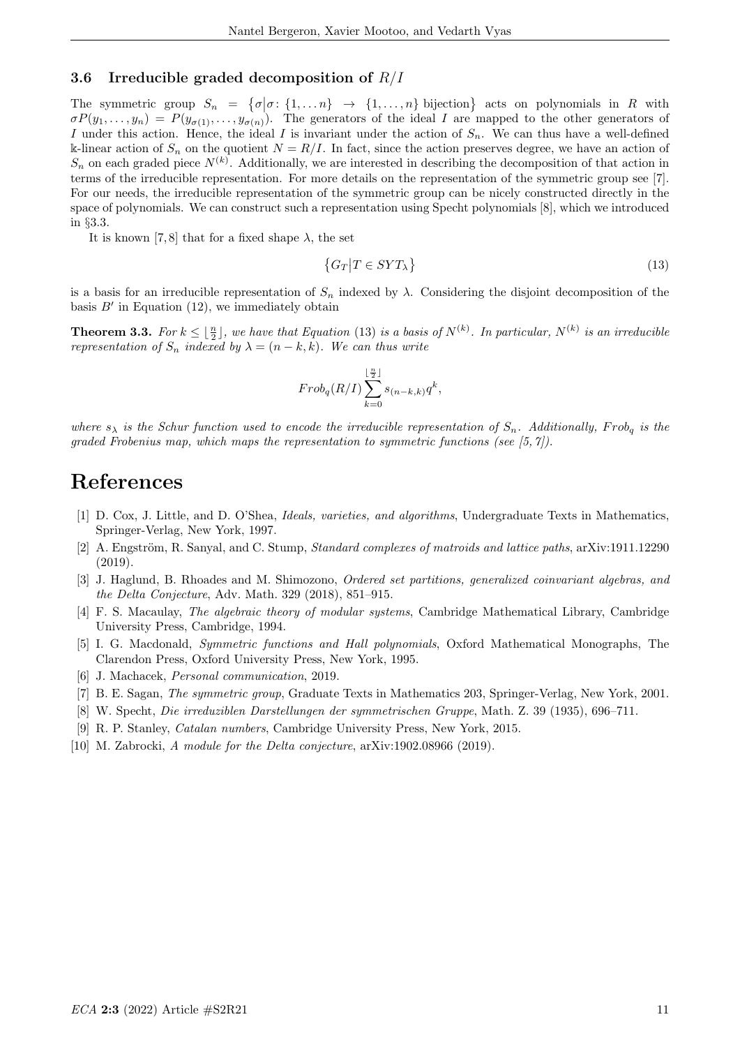### 3.6 Irreducible graded decomposition of $R/I$

The symmetric group $S_n = \{\sigma | \sigma \colon \{1, \dots n\} \to \{1, \dots, n\} \text{ bijection}\}$ acts on polynomials in $R$ with $\sigma P(y_1, \dots, y_n) = P(y_{\sigma(1)}, \dots, y_{\sigma(n)})$. The generators of the ideal $I$ are mapped to the other generators of $I$ under this action. Hence, the ideal $I$ is invariant under the action of $S_n$. We can thus have a well-defined $\Bbbk$-linear action of $S_n$ on the quotient $N = R/I$. In fact, since the action preserves degree, we have an action of $S_n$ on each graded piece $N^{(k)}$. Additionally, we are interested in describing the decomposition of that action in terms of the irreducible representation. For more details on the representation of the symmetric group see [7]. For our needs, the irreducible representation of the symmetric group can be nicely constructed directly in the space of polynomials. We can construct such a representation using Specht polynomials [8], which we introduced in §3.3.

It is known [7, 8] that for a fixed shape $\lambda$, the set

$$\{G_T | T \in SYT_\lambda\} \tag{13}$$

is a basis for an irreducible representation of $S_n$ indexed by $\lambda$. Considering the disjoint decomposition of the basis $B'$ in Equation (12), we immediately obtain

**Theorem 3.3.** *For $k \leq \lfloor \frac{n}{2} \rfloor$, we have that Equation (13) is a basis of $N^{(k)}$. In particular, $N^{(k)}$ is an irreducible representation of $S_n$ indexed by $\lambda = (n-k, k)$. We can thus write*

$$Frob_q(R/I) \sum_{k=0}^{\lfloor \frac{n}{2} \rfloor} s_{(n-k,k)} q^k,$$

*where $s_\lambda$ is the Schur function used to encode the irreducible representation of $S_n$. Additionally, $Frob_q$ is the graded Frobenius map, which maps the representation to symmetric functions (see [5, 7]).*

# References

[1] D. Cox, J. Little, and D. O'Shea, *Ideals, varieties, and algorithms*, Undergraduate Texts in Mathematics, Springer-Verlag, New York, 1997.

[2] A. Engström, R. Sanyal, and C. Stump, *Standard complexes of matroids and lattice paths*, arXiv:1911.12290 (2019).

[3] J. Haglund, B. Rhoades and M. Shimozono, *Ordered set partitions, generalized coinvariant algebras, and the Delta Conjecture*, Adv. Math. 329 (2018), 851–915.

[4] F. S. Macaulay, *The algebraic theory of modular systems*, Cambridge Mathematical Library, Cambridge University Press, Cambridge, 1994.

[5] I. G. Macdonald, *Symmetric functions and Hall polynomials*, Oxford Mathematical Monographs, The Clarendon Press, Oxford University Press, New York, 1995.

[6] J. Machacek, *Personal communication*, 2019.

[7] B. E. Sagan, *The symmetric group*, Graduate Texts in Mathematics 203, Springer-Verlag, New York, 2001.

[8] W. Specht, *Die irreduziblen Darstellungen der symmetrischen Gruppe*, Math. Z. 39 (1935), 696–711.

[9] R. P. Stanley, *Catalan numbers*, Cambridge University Press, New York, 2015.

[10] M. Zabrocki, *A module for the Delta conjecture*, arXiv:1902.08966 (2019).